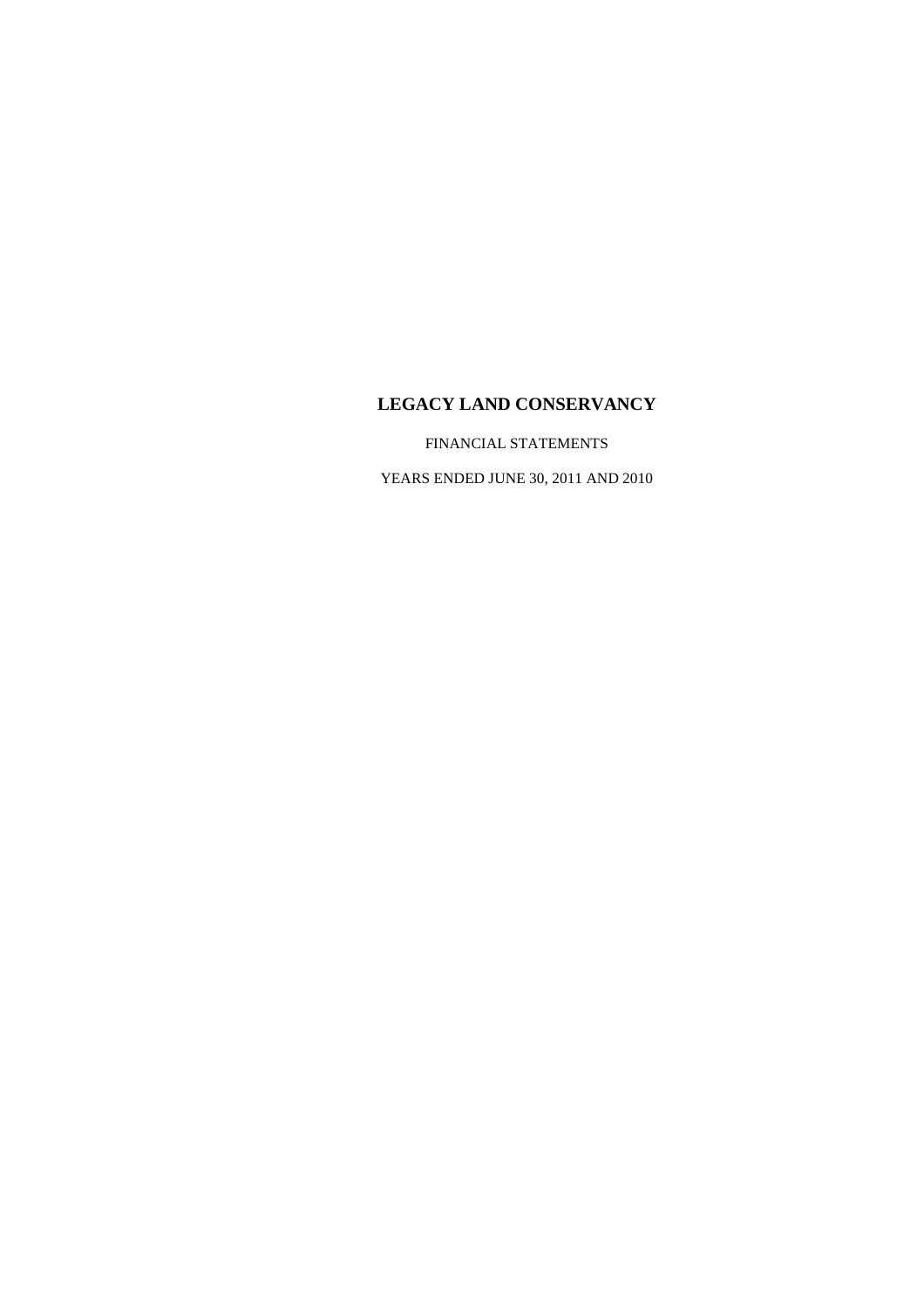# LEGACY LAND CONSERVANCY

FINANCIAL STATEMENTS

YEARS ENDED JUNE 30, 2011 AND 2010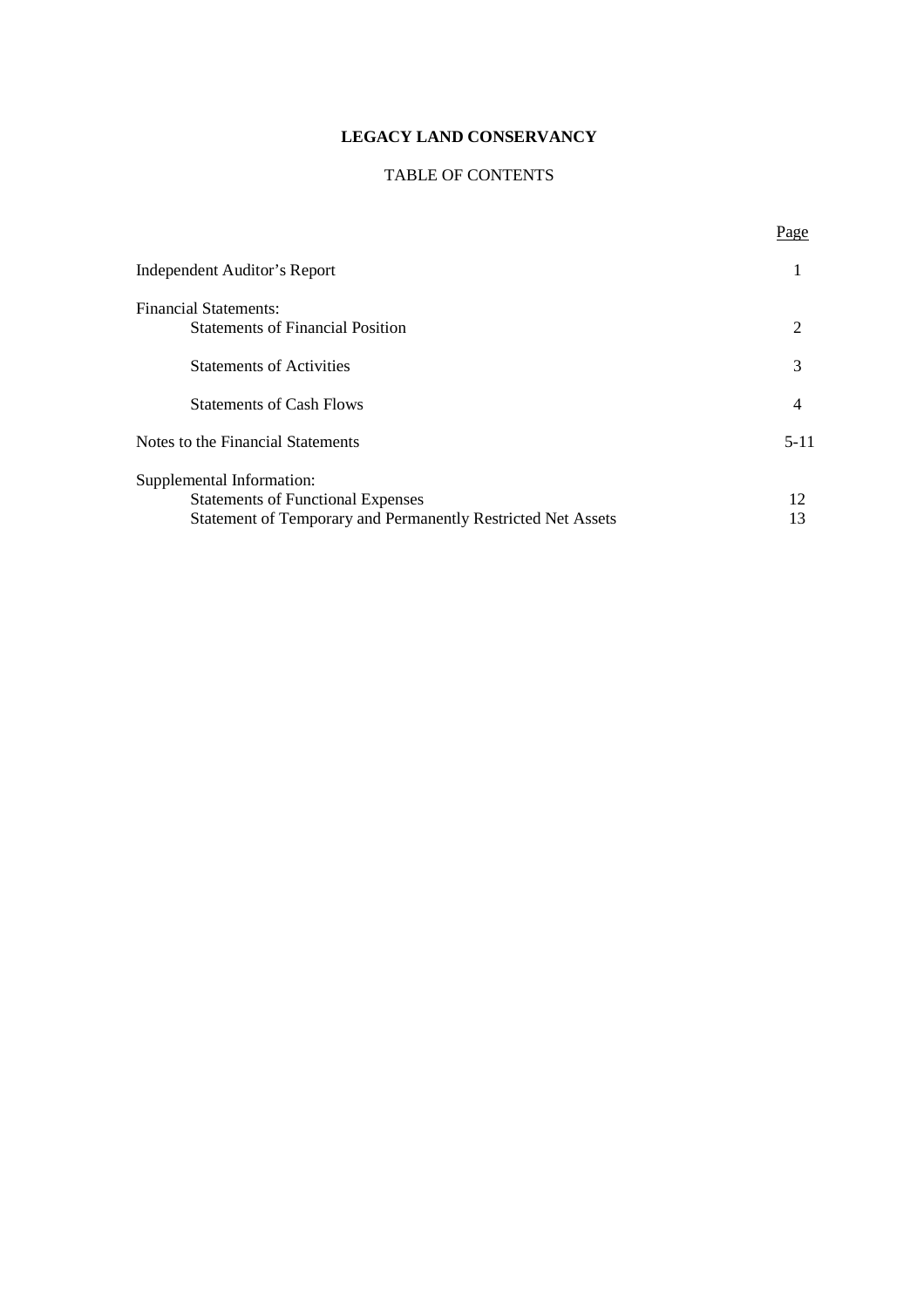# LEGACY LAND CONSERVANCY

## TABLE OF CONTENTS

| | Page |
|---|---|
| Independent Auditor's Report | 1 |
| Financial Statements: | |
| Statements of Financial Position | 2 |
| Statements of Activities | 3 |
| Statements of Cash Flows | 4 |
| Notes to the Financial Statements | 5-11 |
| Supplemental Information: | |
| Statements of Functional Expenses | 12 |
| Statement of Temporary and Permanently Restricted Net Assets | 13 |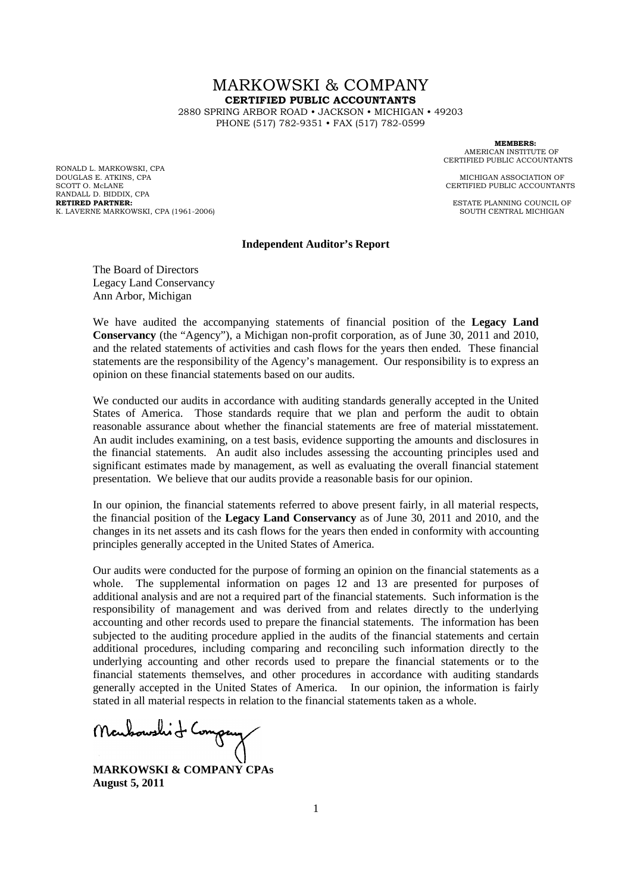# MARKOWSKI & COMPANY

**CERTIFIED PUBLIC ACCOUNTANTS**

2880 SPRING ARBOR ROAD • JACKSON • MICHIGAN • 49203

PHONE (517) 782-9351 • FAX (517) 782-0599

RONALD L. MARKOWSKI, CPA
DOUGLAS E. ATKINS, CPA
SCOTT O. McLANE
RANDALL D. BIDDIX, CPA
**RETIRED PARTNER:**
K. LAVERNE MARKOWSKI, CPA (1961-2006)

**MEMBERS:**
AMERICAN INSTITUTE OF CERTIFIED PUBLIC ACCOUNTANTS

MICHIGAN ASSOCIATION OF CERTIFIED PUBLIC ACCOUNTANTS

ESTATE PLANNING COUNCIL OF SOUTH CENTRAL MICHIGAN

## Independent Auditor's Report

The Board of Directors
Legacy Land Conservancy
Ann Arbor, Michigan

We have audited the accompanying statements of financial position of the **Legacy Land Conservancy** (the "Agency"), a Michigan non-profit corporation, as of June 30, 2011 and 2010, and the related statements of activities and cash flows for the years then ended. These financial statements are the responsibility of the Agency's management. Our responsibility is to express an opinion on these financial statements based on our audits.

We conducted our audits in accordance with auditing standards generally accepted in the United States of America. Those standards require that we plan and perform the audit to obtain reasonable assurance about whether the financial statements are free of material misstatement. An audit includes examining, on a test basis, evidence supporting the amounts and disclosures in the financial statements. An audit also includes assessing the accounting principles used and significant estimates made by management, as well as evaluating the overall financial statement presentation. We believe that our audits provide a reasonable basis for our opinion.

In our opinion, the financial statements referred to above present fairly, in all material respects, the financial position of the **Legacy Land Conservancy** as of June 30, 2011 and 2010, and the changes in its net assets and its cash flows for the years then ended in conformity with accounting principles generally accepted in the United States of America.

Our audits were conducted for the purpose of forming an opinion on the financial statements as a whole. The supplemental information on pages 12 and 13 are presented for purposes of additional analysis and are not a required part of the financial statements. Such information is the responsibility of management and was derived from and relates directly to the underlying accounting and other records used to prepare the financial statements. The information has been subjected to the auditing procedure applied in the audits of the financial statements and certain additional procedures, including comparing and reconciling such information directly to the underlying accounting and other records used to prepare the financial statements or to the financial statements themselves, and other procedures in accordance with auditing standards generally accepted in the United States of America. In our opinion, the information is fairly stated in all material respects in relation to the financial statements taken as a whole.

Markowski & Company

**MARKOWSKI & COMPANY CPAs**
**August 5, 2011**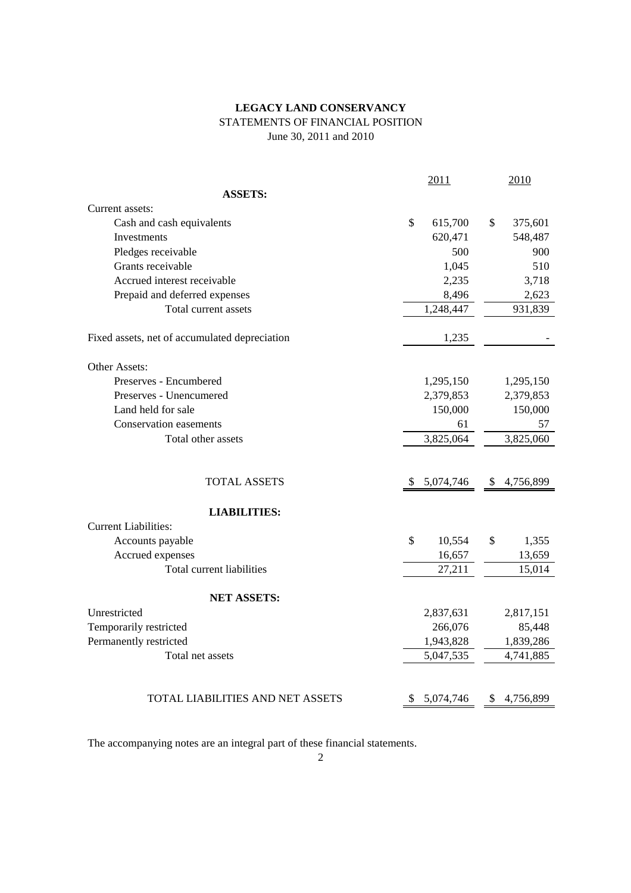# LEGACY LAND CONSERVANCY

STATEMENTS OF FINANCIAL POSITION

June 30, 2011 and 2010

| | 2011 | 2010 |
|---|---|---|
| **ASSETS:** | | |
| Current assets: | | |
| Cash and cash equivalents | $ 615,700 | $ 375,601 |
| Investments | 620,471 | 548,487 |
| Pledges receivable | 500 | 900 |
| Grants receivable | 1,045 | 510 |
| Accrued interest receivable | 2,235 | 3,718 |
| Prepaid and deferred expenses | 8,496 | 2,623 |
| Total current assets | 1,248,447 | 931,839 |
| Fixed assets, net of accumulated depreciation | 1,235 | - |
| Other Assets: | | |
| Preserves - Encumbered | 1,295,150 | 1,295,150 |
| Preserves - Unencumered | 2,379,853 | 2,379,853 |
| Land held for sale | 150,000 | 150,000 |
| Conservation easements | 61 | 57 |
| Total other assets | 3,825,064 | 3,825,060 |
| TOTAL ASSETS | $ 5,074,746 | $ 4,756,899 |
| **LIABILITIES:** | | |
| Current Liabilities: | | |
| Accounts payable | $ 10,554 | $ 1,355 |
| Accrued expenses | 16,657 | 13,659 |
| Total current liabilities | 27,211 | 15,014 |
| **NET ASSETS:** | | |
| Unrestricted | 2,837,631 | 2,817,151 |
| Temporarily restricted | 266,076 | 85,448 |
| Permanently restricted | 1,943,828 | 1,839,286 |
| Total net assets | 5,047,535 | 4,741,885 |
| TOTAL LIABILITIES AND NET ASSETS | $ 5,074,746 | $ 4,756,899 |

The accompanying notes are an integral part of these financial statements.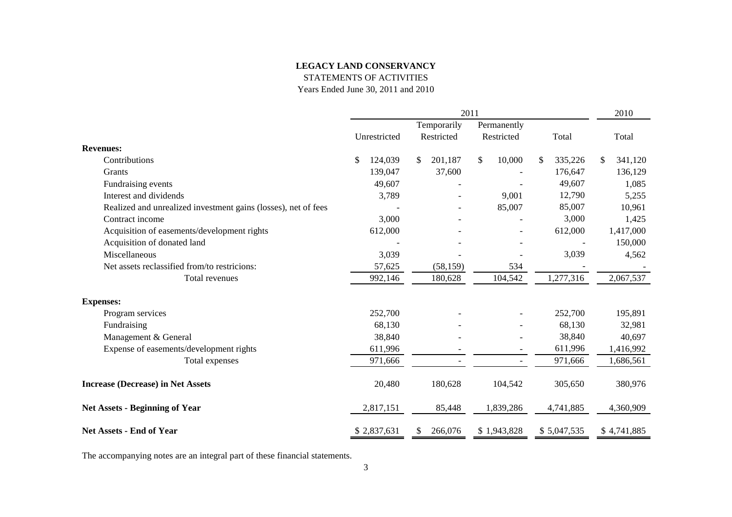**LEGACY LAND CONSERVANCY**

STATEMENTS OF ACTIVITIES

Years Ended June 30, 2011 and 2010

| | 2011 | | | | 2010 |
|---|---|---|---|---|---|
| | Unrestricted | Temporarily Restricted | Permanently Restricted | Total | Total |
| **Revenues:** | | | | | |
| Contributions | $ 124,039 | $ 201,187 | $ 10,000 | $ 335,226 | $ 341,120 |
| Grants | 139,047 | 37,600 | - | 176,647 | 136,129 |
| Fundraising events | 49,607 | - | - | 49,607 | 1,085 |
| Interest and dividends | 3,789 | - | 9,001 | 12,790 | 5,255 |
| Realized and unrealized investment gains (losses), net of fees | - | - | 85,007 | 85,007 | 10,961 |
| Contract income | 3,000 | - | - | 3,000 | 1,425 |
| Acquisition of easements/development rights | 612,000 | - | - | 612,000 | 1,417,000 |
| Acquisition of donated land | - | - | - | - | 150,000 |
| Miscellaneous | 3,039 | - | - | 3,039 | 4,562 |
| Net assets reclassified from/to restricions: | 57,625 | (58,159) | 534 | - | - |
| Total revenues | 992,146 | 180,628 | 104,542 | 1,277,316 | 2,067,537 |
| **Expenses:** | | | | | |
| Program services | 252,700 | - | - | 252,700 | 195,891 |
| Fundraising | 68,130 | - | - | 68,130 | 32,981 |
| Management & General | 38,840 | - | - | 38,840 | 40,697 |
| Expense of easements/development rights | 611,996 | - | - | 611,996 | 1,416,992 |
| Total expenses | 971,666 | - | - | 971,666 | 1,686,561 |
| **Increase (Decrease) in Net Assets** | 20,480 | 180,628 | 104,542 | 305,650 | 380,976 |
| **Net Assets - Beginning of Year** | 2,817,151 | 85,448 | 1,839,286 | 4,741,885 | 4,360,909 |
| **Net Assets - End of Year** | $ 2,837,631 | $ 266,076 | $ 1,943,828 | $ 5,047,535 | $ 4,741,885 |

The accompanying notes are an integral part of these financial statements.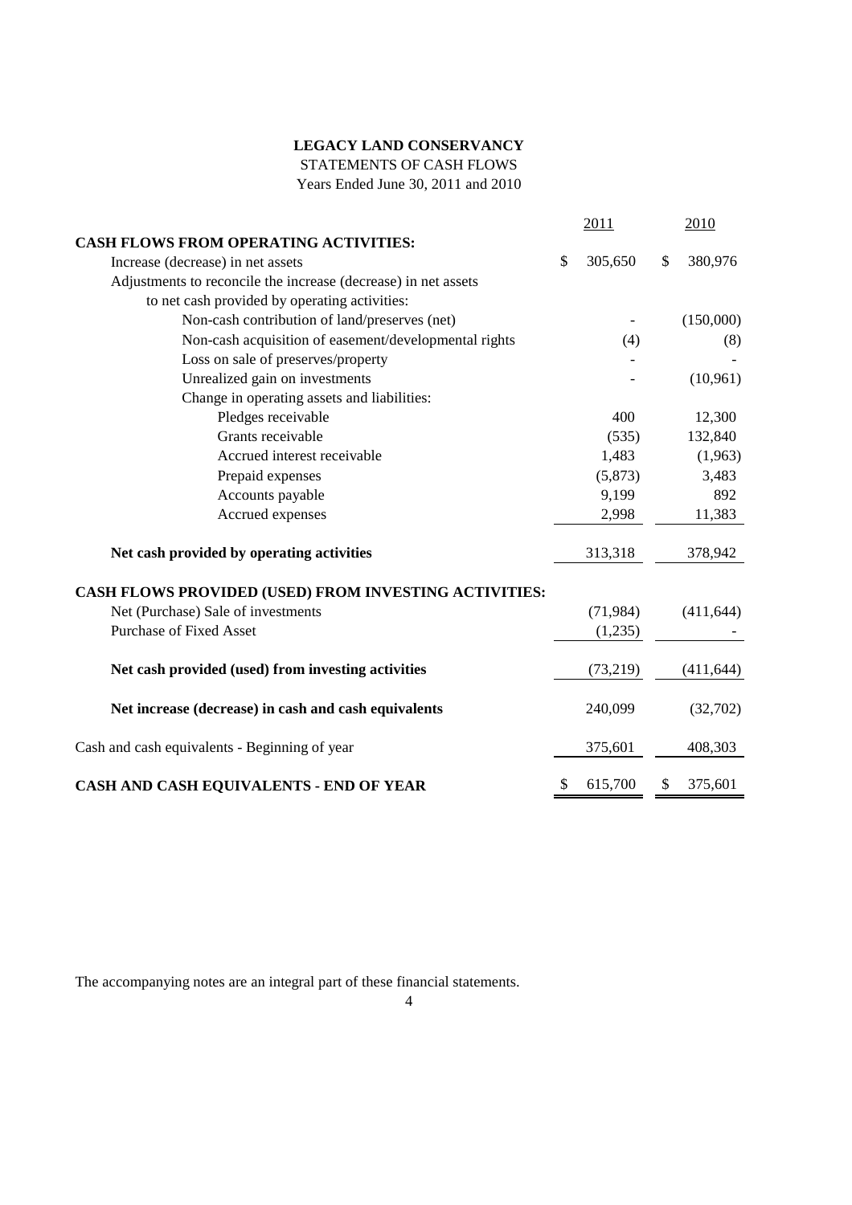**LEGACY LAND CONSERVANCY**

STATEMENTS OF CASH FLOWS

Years Ended June 30, 2011 and 2010

| | 2011 | 2010 |
|---|---|---|
| **CASH FLOWS FROM OPERATING ACTIVITIES:** | | |
| Increase (decrease) in net assets | $ 305,650 | $ 380,976 |
| Adjustments to reconcile the increase (decrease) in net assets to net cash provided by operating activities: | | |
| Non-cash contribution of land/preserves (net) | - | (150,000) |
| Non-cash acquisition of easement/developmental rights | (4) | (8) |
| Loss on sale of preserves/property | - | - |
| Unrealized gain on investments | - | (10,961) |
| Change in operating assets and liabilities: | | |
| Pledges receivable | 400 | 12,300 |
| Grants receivable | (535) | 132,840 |
| Accrued interest receivable | 1,483 | (1,963) |
| Prepaid expenses | (5,873) | 3,483 |
| Accounts payable | 9,199 | 892 |
| Accrued expenses | 2,998 | 11,383 |
| **Net cash provided by operating activities** | 313,318 | 378,942 |
| **CASH FLOWS PROVIDED (USED) FROM INVESTING ACTIVITIES:** | | |
| Net (Purchase) Sale of investments | (71,984) | (411,644) |
| Purchase of Fixed Asset | (1,235) | - |
| **Net cash provided (used) from investing activities** | (73,219) | (411,644) |
| **Net increase (decrease) in cash and cash equivalents** | 240,099 | (32,702) |
| Cash and cash equivalents - Beginning of year | 375,601 | 408,303 |
| **CASH AND CASH EQUIVALENTS - END OF YEAR** | $ 615,700 | $ 375,601 |

The accompanying notes are an integral part of these financial statements.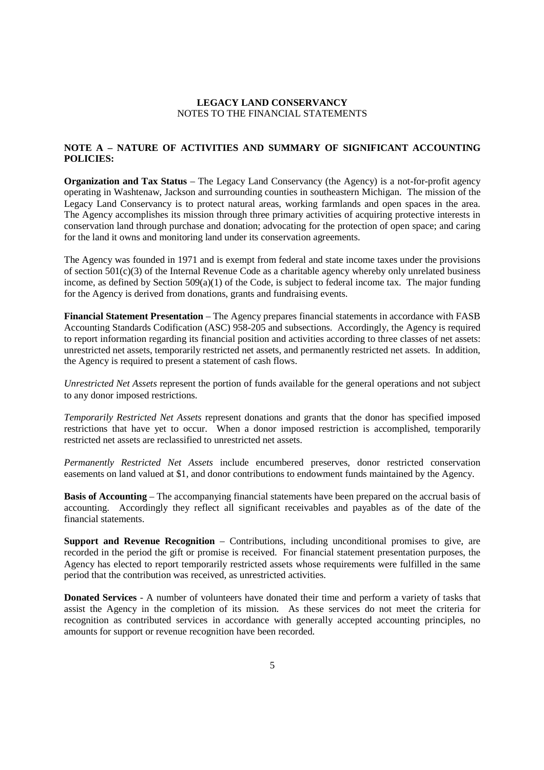**LEGACY LAND CONSERVANCY**
NOTES TO THE FINANCIAL STATEMENTS

**NOTE A – NATURE OF ACTIVITIES AND SUMMARY OF SIGNIFICANT ACCOUNTING POLICIES:**

**Organization and Tax Status** – The Legacy Land Conservancy (the Agency) is a not-for-profit agency operating in Washtenaw, Jackson and surrounding counties in southeastern Michigan. The mission of the Legacy Land Conservancy is to protect natural areas, working farmlands and open spaces in the area. The Agency accomplishes its mission through three primary activities of acquiring protective interests in conservation land through purchase and donation; advocating for the protection of open space; and caring for the land it owns and monitoring land under its conservation agreements.

The Agency was founded in 1971 and is exempt from federal and state income taxes under the provisions of section 501(c)(3) of the Internal Revenue Code as a charitable agency whereby only unrelated business income, as defined by Section 509(a)(1) of the Code, is subject to federal income tax. The major funding for the Agency is derived from donations, grants and fundraising events.

**Financial Statement Presentation** – The Agency prepares financial statements in accordance with FASB Accounting Standards Codification (ASC) 958-205 and subsections. Accordingly, the Agency is required to report information regarding its financial position and activities according to three classes of net assets: unrestricted net assets, temporarily restricted net assets, and permanently restricted net assets. In addition, the Agency is required to present a statement of cash flows.

*Unrestricted Net Assets* represent the portion of funds available for the general operations and not subject to any donor imposed restrictions.

*Temporarily Restricted Net Assets* represent donations and grants that the donor has specified imposed restrictions that have yet to occur. When a donor imposed restriction is accomplished, temporarily restricted net assets are reclassified to unrestricted net assets.

*Permanently Restricted Net Assets* include encumbered preserves, donor restricted conservation easements on land valued at $1, and donor contributions to endowment funds maintained by the Agency.

**Basis of Accounting** – The accompanying financial statements have been prepared on the accrual basis of accounting. Accordingly they reflect all significant receivables and payables as of the date of the financial statements.

**Support and Revenue Recognition** – Contributions, including unconditional promises to give, are recorded in the period the gift or promise is received. For financial statement presentation purposes, the Agency has elected to report temporarily restricted assets whose requirements were fulfilled in the same period that the contribution was received, as unrestricted activities.

**Donated Services** - A number of volunteers have donated their time and perform a variety of tasks that assist the Agency in the completion of its mission. As these services do not meet the criteria for recognition as contributed services in accordance with generally accepted accounting principles, no amounts for support or revenue recognition have been recorded.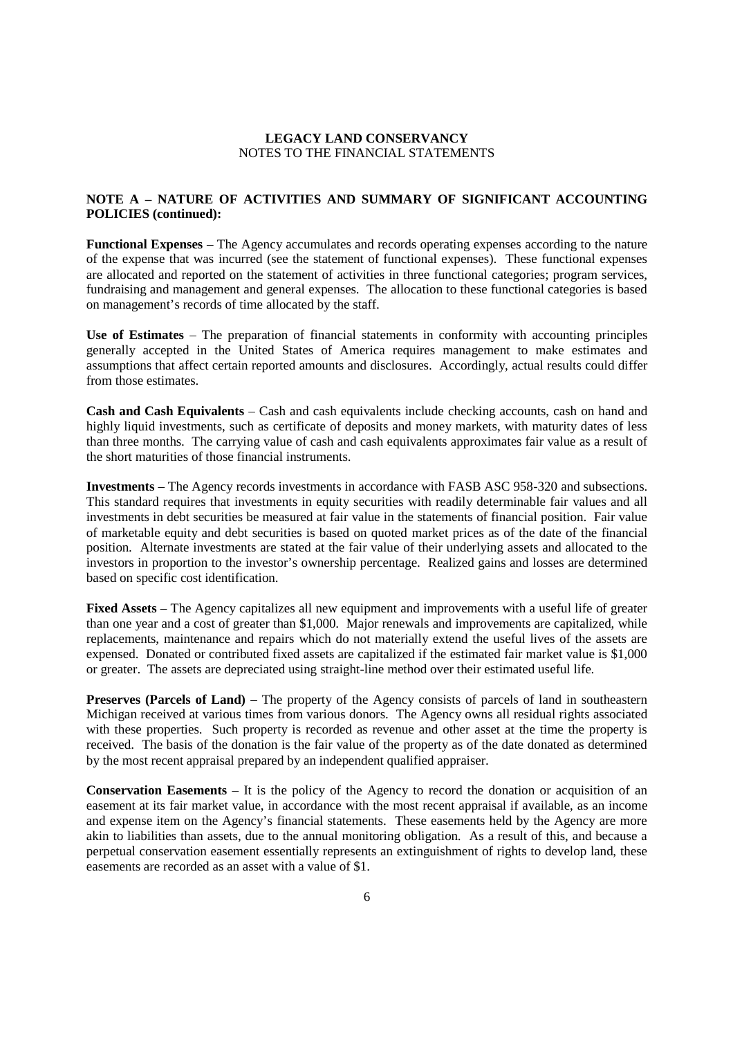**LEGACY LAND CONSERVANCY**
NOTES TO THE FINANCIAL STATEMENTS

**NOTE A – NATURE OF ACTIVITIES AND SUMMARY OF SIGNIFICANT ACCOUNTING POLICIES (continued):**

**Functional Expenses** – The Agency accumulates and records operating expenses according to the nature of the expense that was incurred (see the statement of functional expenses). These functional expenses are allocated and reported on the statement of activities in three functional categories; program services, fundraising and management and general expenses. The allocation to these functional categories is based on management's records of time allocated by the staff.

**Use of Estimates** – The preparation of financial statements in conformity with accounting principles generally accepted in the United States of America requires management to make estimates and assumptions that affect certain reported amounts and disclosures. Accordingly, actual results could differ from those estimates.

**Cash and Cash Equivalents** – Cash and cash equivalents include checking accounts, cash on hand and highly liquid investments, such as certificate of deposits and money markets, with maturity dates of less than three months. The carrying value of cash and cash equivalents approximates fair value as a result of the short maturities of those financial instruments.

**Investments** – The Agency records investments in accordance with FASB ASC 958-320 and subsections. This standard requires that investments in equity securities with readily determinable fair values and all investments in debt securities be measured at fair value in the statements of financial position. Fair value of marketable equity and debt securities is based on quoted market prices as of the date of the financial position. Alternate investments are stated at the fair value of their underlying assets and allocated to the investors in proportion to the investor's ownership percentage. Realized gains and losses are determined based on specific cost identification.

**Fixed Assets** – The Agency capitalizes all new equipment and improvements with a useful life of greater than one year and a cost of greater than $1,000. Major renewals and improvements are capitalized, while replacements, maintenance and repairs which do not materially extend the useful lives of the assets are expensed. Donated or contributed fixed assets are capitalized if the estimated fair market value is $1,000 or greater. The assets are depreciated using straight-line method over their estimated useful life.

**Preserves (Parcels of Land)** – The property of the Agency consists of parcels of land in southeastern Michigan received at various times from various donors. The Agency owns all residual rights associated with these properties. Such property is recorded as revenue and other asset at the time the property is received. The basis of the donation is the fair value of the property as of the date donated as determined by the most recent appraisal prepared by an independent qualified appraiser.

**Conservation Easements** – It is the policy of the Agency to record the donation or acquisition of an easement at its fair market value, in accordance with the most recent appraisal if available, as an income and expense item on the Agency's financial statements. These easements held by the Agency are more akin to liabilities than assets, due to the annual monitoring obligation. As a result of this, and because a perpetual conservation easement essentially represents an extinguishment of rights to develop land, these easements are recorded as an asset with a value of $1.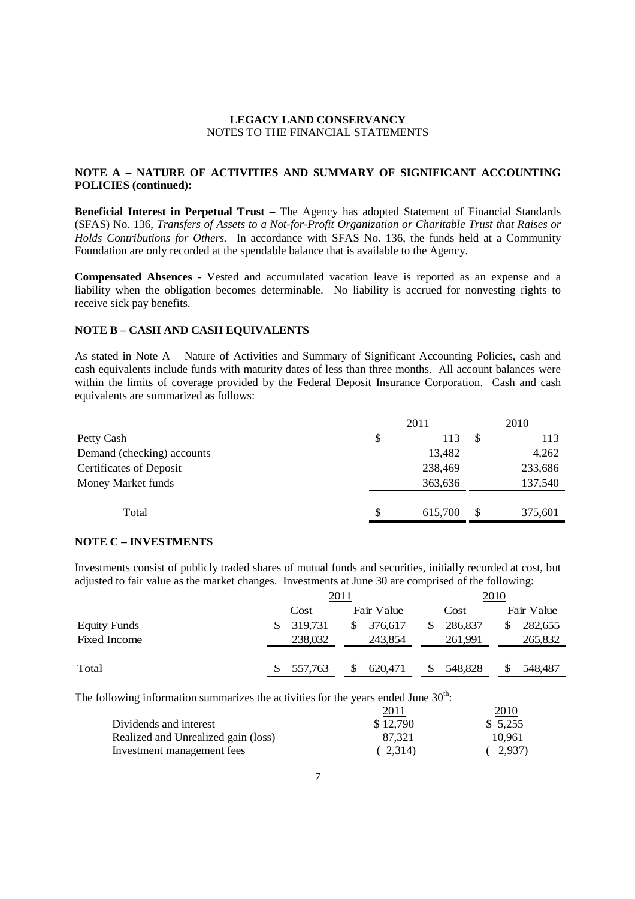**LEGACY LAND CONSERVANCY**
NOTES TO THE FINANCIAL STATEMENTS

**NOTE A – NATURE OF ACTIVITIES AND SUMMARY OF SIGNIFICANT ACCOUNTING POLICIES (continued):**

**Beneficial Interest in Perpetual Trust –** The Agency has adopted Statement of Financial Standards (SFAS) No. 136, *Transfers of Assets to a Not-for-Profit Organization or Charitable Trust that Raises or Holds Contributions for Others.* In accordance with SFAS No. 136, the funds held at a Community Foundation are only recorded at the spendable balance that is available to the Agency.

**Compensated Absences** - Vested and accumulated vacation leave is reported as an expense and a liability when the obligation becomes determinable. No liability is accrued for nonvesting rights to receive sick pay benefits.

**NOTE B – CASH AND CASH EQUIVALENTS**

As stated in Note A – Nature of Activities and Summary of Significant Accounting Policies, cash and cash equivalents include funds with maturity dates of less than three months. All account balances were within the limits of coverage provided by the Federal Deposit Insurance Corporation. Cash and cash equivalents are summarized as follows:

| | 2011 | 2010 |
|---|---|---|
| Petty Cash | $ 113 | $ 113 |
| Demand (checking) accounts | 13,482 | 4,262 |
| Certificates of Deposit | 238,469 | 233,686 |
| Money Market funds | 363,636 | 137,540 |
| Total | $ 615,700 | $ 375,601 |

**NOTE C – INVESTMENTS**

Investments consist of publicly traded shares of mutual funds and securities, initially recorded at cost, but adjusted to fair value as the market changes. Investments at June 30 are comprised of the following:

| | 2011 | | 2010 | |
|---|---|---|---|---|
| | Cost | Fair Value | Cost | Fair Value |
| Equity Funds | $ 319,731 | $ 376,617 | $ 286,837 | $ 282,655 |
| Fixed Income | 238,032 | 243,854 | 261,991 | 265,832 |
| Total | $ 557,763 | $ 620,471 | $ 548,828 | $ 548,487 |

The following information summarizes the activities for the years ended June 30th:

| | 2011 | 2010 |
|---|---|---|
| Dividends and interest | $ 12,790 | $ 5,255 |
| Realized and Unrealized gain (loss) | 87,321 | 10,961 |
| Investment management fees | ( 2,314) | ( 2,937) |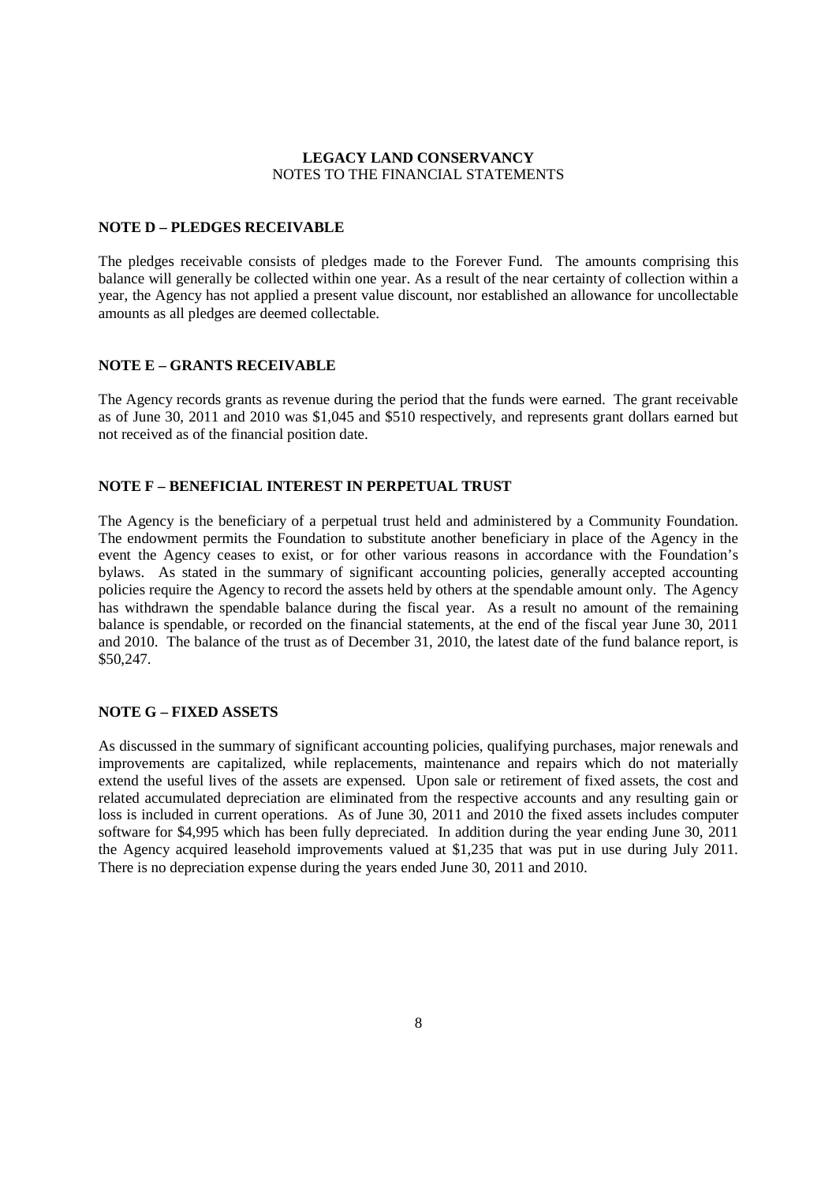**LEGACY LAND CONSERVANCY**
NOTES TO THE FINANCIAL STATEMENTS

**NOTE D – PLEDGES RECEIVABLE**

The pledges receivable consists of pledges made to the Forever Fund. The amounts comprising this balance will generally be collected within one year. As a result of the near certainty of collection within a year, the Agency has not applied a present value discount, nor established an allowance for uncollectable amounts as all pledges are deemed collectable.

**NOTE E – GRANTS RECEIVABLE**

The Agency records grants as revenue during the period that the funds were earned. The grant receivable as of June 30, 2011 and 2010 was $1,045 and $510 respectively, and represents grant dollars earned but not received as of the financial position date.

**NOTE F – BENEFICIAL INTEREST IN PERPETUAL TRUST**

The Agency is the beneficiary of a perpetual trust held and administered by a Community Foundation. The endowment permits the Foundation to substitute another beneficiary in place of the Agency in the event the Agency ceases to exist, or for other various reasons in accordance with the Foundation's bylaws. As stated in the summary of significant accounting policies, generally accepted accounting policies require the Agency to record the assets held by others at the spendable amount only. The Agency has withdrawn the spendable balance during the fiscal year. As a result no amount of the remaining balance is spendable, or recorded on the financial statements, at the end of the fiscal year June 30, 2011 and 2010. The balance of the trust as of December 31, 2010, the latest date of the fund balance report, is $50,247.

**NOTE G – FIXED ASSETS**

As discussed in the summary of significant accounting policies, qualifying purchases, major renewals and improvements are capitalized, while replacements, maintenance and repairs which do not materially extend the useful lives of the assets are expensed. Upon sale or retirement of fixed assets, the cost and related accumulated depreciation are eliminated from the respective accounts and any resulting gain or loss is included in current operations. As of June 30, 2011 and 2010 the fixed assets includes computer software for $4,995 which has been fully depreciated. In addition during the year ending June 30, 2011 the Agency acquired leasehold improvements valued at $1,235 that was put in use during July 2011. There is no depreciation expense during the years ended June 30, 2011 and 2010.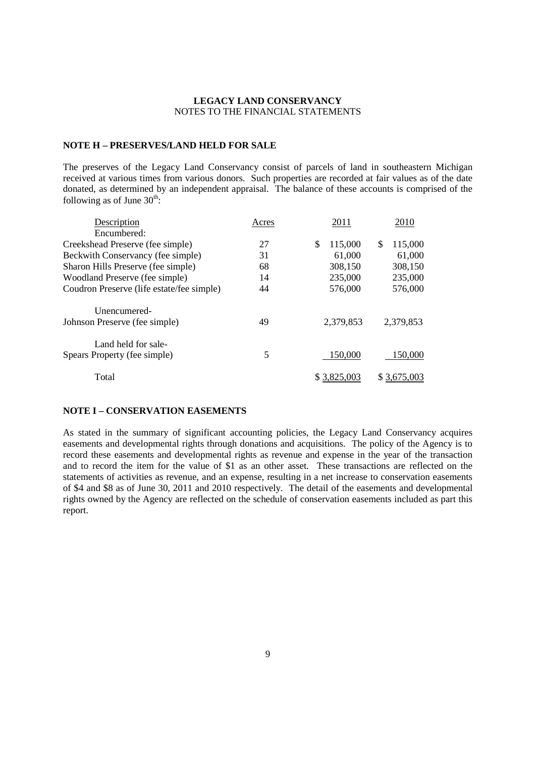**LEGACY LAND CONSERVANCY**
NOTES TO THE FINANCIAL STATEMENTS

**NOTE H – PRESERVES/LAND HELD FOR SALE**

The preserves of the Legacy Land Conservancy consist of parcels of land in southeastern Michigan received at various times from various donors. Such properties are recorded at fair values as of the date donated, as determined by an independent appraisal. The balance of these accounts is comprised of the following as of June 30th:

| Description | Acres | 2011 | 2010 |
|---|---|---|---|
| Encumbered: | | | |
| Creekshead Preserve (fee simple) | 27 | $ 115,000 | $ 115,000 |
| Beckwith Conservancy (fee simple) | 31 | 61,000 | 61,000 |
| Sharon Hills Preserve (fee simple) | 68 | 308,150 | 308,150 |
| Woodland Preserve (fee simple) | 14 | 235,000 | 235,000 |
| Coudron Preserve (life estate/fee simple) | 44 | 576,000 | 576,000 |
| Unencumered- | | | |
| Johnson Preserve (fee simple) | 49 | 2,379,853 | 2,379,853 |
| Land held for sale- | | | |
| Spears Property (fee simple) | 5 | 150,000 | 150,000 |
| Total | | $ 3,825,003 | $ 3,675,003 |

**NOTE I – CONSERVATION EASEMENTS**

As stated in the summary of significant accounting policies, the Legacy Land Conservancy acquires easements and developmental rights through donations and acquisitions. The policy of the Agency is to record these easements and developmental rights as revenue and expense in the year of the transaction and to record the item for the value of $1 as an other asset. These transactions are reflected on the statements of activities as revenue, and an expense, resulting in a net increase to conservation easements of $4 and $8 as of June 30, 2011 and 2010 respectively. The detail of the easements and developmental rights owned by the Agency are reflected on the schedule of conservation easements included as part this report.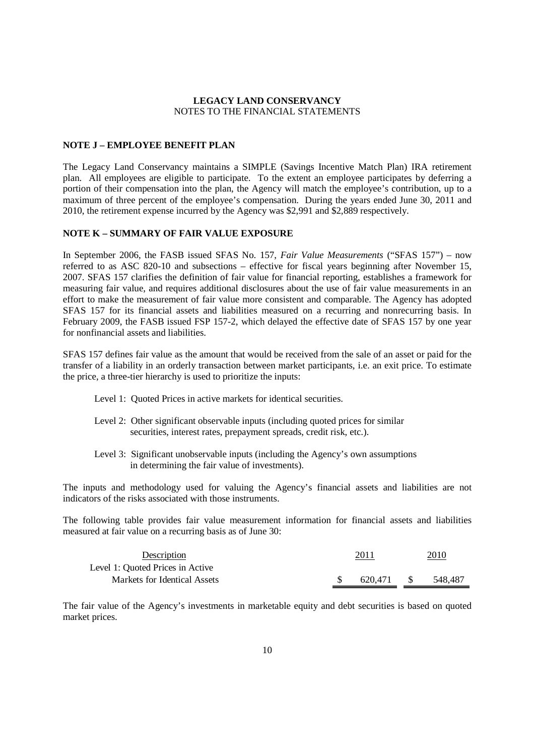# LEGACY LAND CONSERVANCY

NOTES TO THE FINANCIAL STATEMENTS

## NOTE J – EMPLOYEE BENEFIT PLAN

The Legacy Land Conservancy maintains a SIMPLE (Savings Incentive Match Plan) IRA retirement plan. All employees are eligible to participate. To the extent an employee participates by deferring a portion of their compensation into the plan, the Agency will match the employee's contribution, up to a maximum of three percent of the employee's compensation. During the years ended June 30, 2011 and 2010, the retirement expense incurred by the Agency was $2,991 and $2,889 respectively.

## NOTE K – SUMMARY OF FAIR VALUE EXPOSURE

In September 2006, the FASB issued SFAS No. 157, *Fair Value Measurements* ("SFAS 157") – now referred to as ASC 820-10 and subsections – effective for fiscal years beginning after November 15, 2007. SFAS 157 clarifies the definition of fair value for financial reporting, establishes a framework for measuring fair value, and requires additional disclosures about the use of fair value measurements in an effort to make the measurement of fair value more consistent and comparable. The Agency has adopted SFAS 157 for its financial assets and liabilities measured on a recurring and nonrecurring basis. In February 2009, the FASB issued FSP 157-2, which delayed the effective date of SFAS 157 by one year for nonfinancial assets and liabilities.

SFAS 157 defines fair value as the amount that would be received from the sale of an asset or paid for the transfer of a liability in an orderly transaction between market participants, i.e. an exit price. To estimate the price, a three-tier hierarchy is used to prioritize the inputs:

- Level 1: Quoted Prices in active markets for identical securities.
- Level 2: Other significant observable inputs (including quoted prices for similar securities, interest rates, prepayment spreads, credit risk, etc.).
- Level 3: Significant unobservable inputs (including the Agency's own assumptions in determining the fair value of investments).

The inputs and methodology used for valuing the Agency's financial assets and liabilities are not indicators of the risks associated with those instruments.

The following table provides fair value measurement information for financial assets and liabilities measured at fair value on a recurring basis as of June 30:

| Description | 2011 | 2010 |
|---|---|---|
| Level 1: Quoted Prices in Active Markets for Identical Assets | $ 620,471 | $ 548,487 |

The fair value of the Agency's investments in marketable equity and debt securities is based on quoted market prices.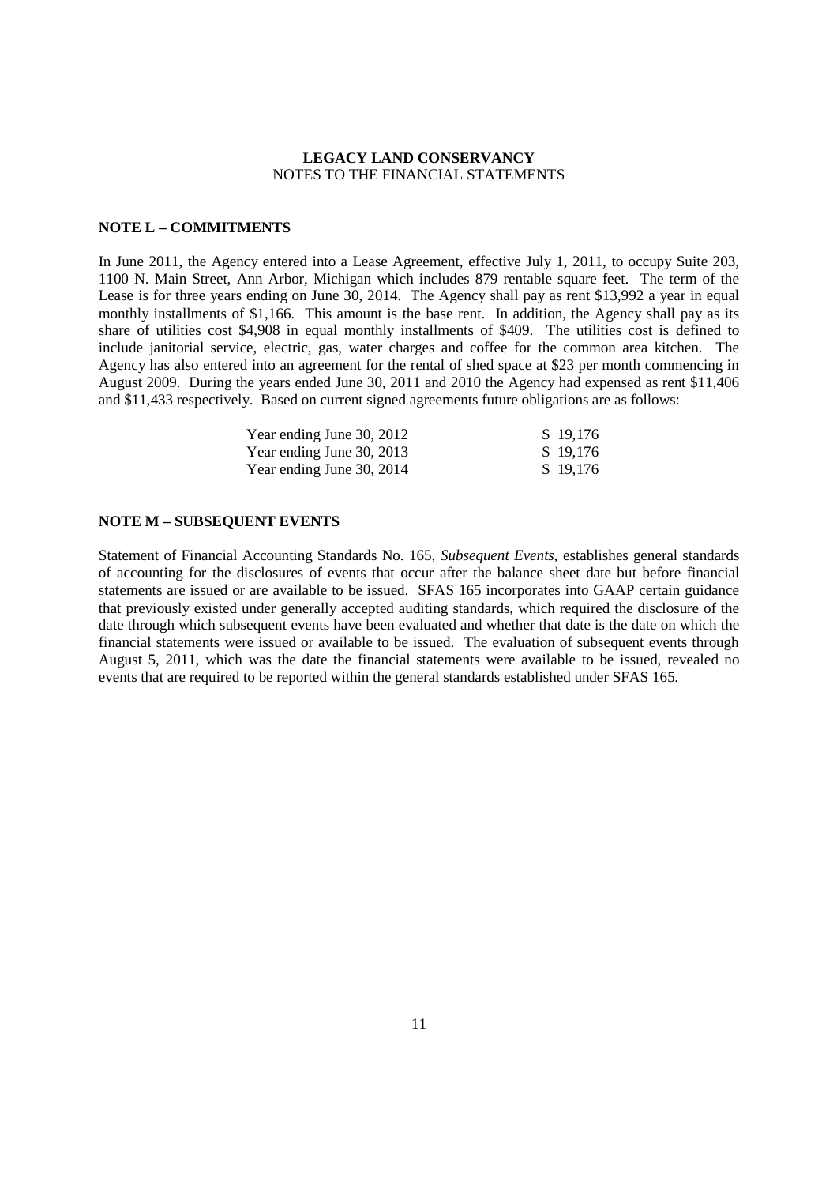**LEGACY LAND CONSERVANCY**
NOTES TO THE FINANCIAL STATEMENTS

## NOTE L – COMMITMENTS

In June 2011, the Agency entered into a Lease Agreement, effective July 1, 2011, to occupy Suite 203, 1100 N. Main Street, Ann Arbor, Michigan which includes 879 rentable square feet. The term of the Lease is for three years ending on June 30, 2014. The Agency shall pay as rent $13,992 a year in equal monthly installments of $1,166. This amount is the base rent. In addition, the Agency shall pay as its share of utilities cost $4,908 in equal monthly installments of $409. The utilities cost is defined to include janitorial service, electric, gas, water charges and coffee for the common area kitchen. The Agency has also entered into an agreement for the rental of shed space at $23 per month commencing in August 2009. During the years ended June 30, 2011 and 2010 the Agency had expensed as rent $11,406 and $11,433 respectively. Based on current signed agreements future obligations are as follows:

| | |
|---|---|
| Year ending June 30, 2012 | $ 19,176 |
| Year ending June 30, 2013 | $ 19,176 |
| Year ending June 30, 2014 | $ 19,176 |

## NOTE M – SUBSEQUENT EVENTS

Statement of Financial Accounting Standards No. 165, *Subsequent Events,* establishes general standards of accounting for the disclosures of events that occur after the balance sheet date but before financial statements are issued or are available to be issued. SFAS 165 incorporates into GAAP certain guidance that previously existed under generally accepted auditing standards, which required the disclosure of the date through which subsequent events have been evaluated and whether that date is the date on which the financial statements were issued or available to be issued. The evaluation of subsequent events through August 5, 2011, which was the date the financial statements were available to be issued, revealed no events that are required to be reported within the general standards established under SFAS 165.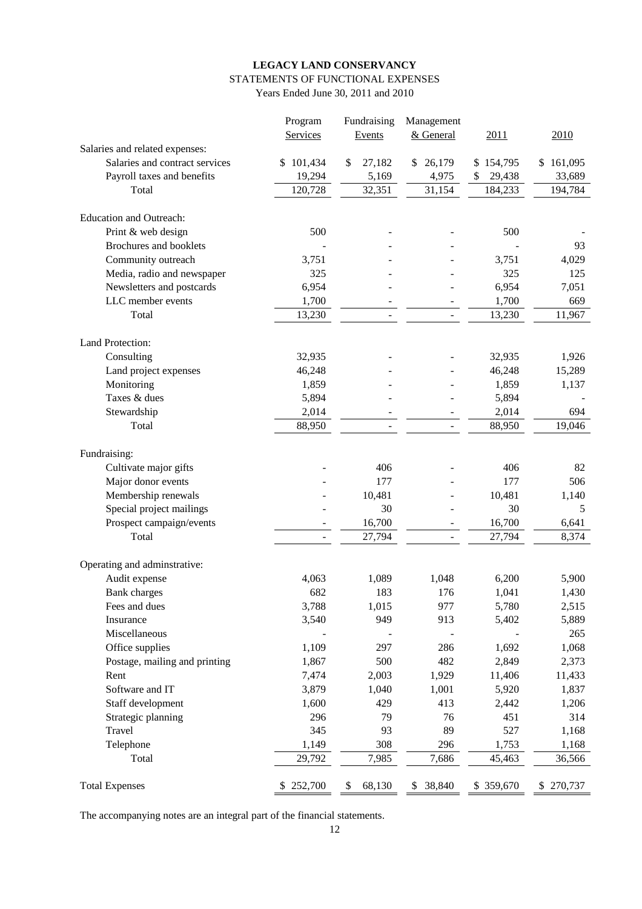**LEGACY LAND CONSERVANCY**

STATEMENTS OF FUNCTIONAL EXPENSES

Years Ended June 30, 2011 and 2010

| | Program Services | Fundraising Events | Management & General | 2011 | 2010 |
|---|---|---|---|---|---|
| Salaries and related expenses: | | | | | |
| Salaries and contract services | $ 101,434 | $ 27,182 | $ 26,179 | $ 154,795 | $ 161,095 |
| Payroll taxes and benefits | 19,294 | 5,169 | 4,975 | $ 29,438 | 33,689 |
| Total | 120,728 | 32,351 | 31,154 | 184,233 | 194,784 |
| Education and Outreach: | | | | | |
| Print & web design | 500 | - | - | 500 | - |
| Brochures and booklets | - | - | - | - | 93 |
| Community outreach | 3,751 | - | - | 3,751 | 4,029 |
| Media, radio and newspaper | 325 | - | - | 325 | 125 |
| Newsletters and postcards | 6,954 | - | - | 6,954 | 7,051 |
| LLC member events | 1,700 | - | - | 1,700 | 669 |
| Total | 13,230 | - | - | 13,230 | 11,967 |
| Land Protection: | | | | | |
| Consulting | 32,935 | - | - | 32,935 | 1,926 |
| Land project expenses | 46,248 | - | - | 46,248 | 15,289 |
| Monitoring | 1,859 | - | - | 1,859 | 1,137 |
| Taxes & dues | 5,894 | - | - | 5,894 | - |
| Stewardship | 2,014 | - | - | 2,014 | 694 |
| Total | 88,950 | - | - | 88,950 | 19,046 |
| Fundraising: | | | | | |
| Cultivate major gifts | - | 406 | - | 406 | 82 |
| Major donor events | - | 177 | - | 177 | 506 |
| Membership renewals | - | 10,481 | - | 10,481 | 1,140 |
| Special project mailings | - | 30 | - | 30 | 5 |
| Prospect campaign/events | - | 16,700 | - | 16,700 | 6,641 |
| Total | - | 27,794 | - | 27,794 | 8,374 |
| Operating and adminstrative: | | | | | |
| Audit expense | 4,063 | 1,089 | 1,048 | 6,200 | 5,900 |
| Bank charges | 682 | 183 | 176 | 1,041 | 1,430 |
| Fees and dues | 3,788 | 1,015 | 977 | 5,780 | 2,515 |
| Insurance | 3,540 | 949 | 913 | 5,402 | 5,889 |
| Miscellaneous | - | - | - | - | 265 |
| Office supplies | 1,109 | 297 | 286 | 1,692 | 1,068 |
| Postage, mailing and printing | 1,867 | 500 | 482 | 2,849 | 2,373 |
| Rent | 7,474 | 2,003 | 1,929 | 11,406 | 11,433 |
| Software and IT | 3,879 | 1,040 | 1,001 | 5,920 | 1,837 |
| Staff development | 1,600 | 429 | 413 | 2,442 | 1,206 |
| Strategic planning | 296 | 79 | 76 | 451 | 314 |
| Travel | 345 | 93 | 89 | 527 | 1,168 |
| Telephone | 1,149 | 308 | 296 | 1,753 | 1,168 |
| Total | 29,792 | 7,985 | 7,686 | 45,463 | 36,566 |
| Total Expenses | $ 252,700 | $ 68,130 | $ 38,840 | $ 359,670 | $ 270,737 |

The accompanying notes are an integral part of the financial statements.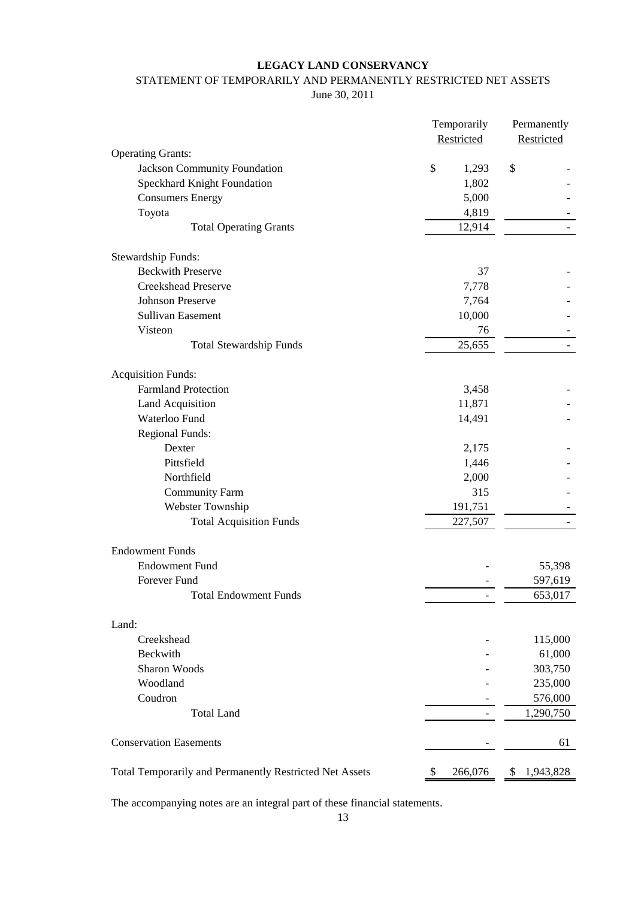**LEGACY LAND CONSERVANCY**

STATEMENT OF TEMPORARILY AND PERMANENTLY RESTRICTED NET ASSETS

June 30, 2011

| | Temporarily Restricted | Permanently Restricted |
|---|---|---|
| Operating Grants: | | |
| Jackson Community Foundation | $ 1,293 | $ - |
| Speckhard Knight Foundation | 1,802 | - |
| Consumers Energy | 5,000 | - |
| Toyota | 4,819 | - |
| Total Operating Grants | 12,914 | - |
| Stewardship Funds: | | |
| Beckwith Preserve | 37 | - |
| Creekshead Preserve | 7,778 | - |
| Johnson Preserve | 7,764 | - |
| Sullivan Easement | 10,000 | - |
| Visteon | 76 | - |
| Total Stewardship Funds | 25,655 | - |
| Acquisition Funds: | | |
| Farmland Protection | 3,458 | - |
| Land Acquisition | 11,871 | - |
| Waterloo Fund | 14,491 | - |
| Regional Funds: | | |
| Dexter | 2,175 | - |
| Pittsfield | 1,446 | - |
| Northfield | 2,000 | - |
| Community Farm | 315 | - |
| Webster Township | 191,751 | - |
| Total Acquisition Funds | 227,507 | - |
| Endowment Funds | | |
| Endowment Fund | - | 55,398 |
| Forever Fund | - | 597,619 |
| Total Endowment Funds | - | 653,017 |
| Land: | | |
| Creekshead | - | 115,000 |
| Beckwith | - | 61,000 |
| Sharon Woods | - | 303,750 |
| Woodland | - | 235,000 |
| Coudron | - | 576,000 |
| Total Land | - | 1,290,750 |
| Conservation Easements | - | 61 |
| Total Temporarily and Permanently Restricted Net Assets | $ 266,076 | $ 1,943,828 |

The accompanying notes are an integral part of these financial statements.